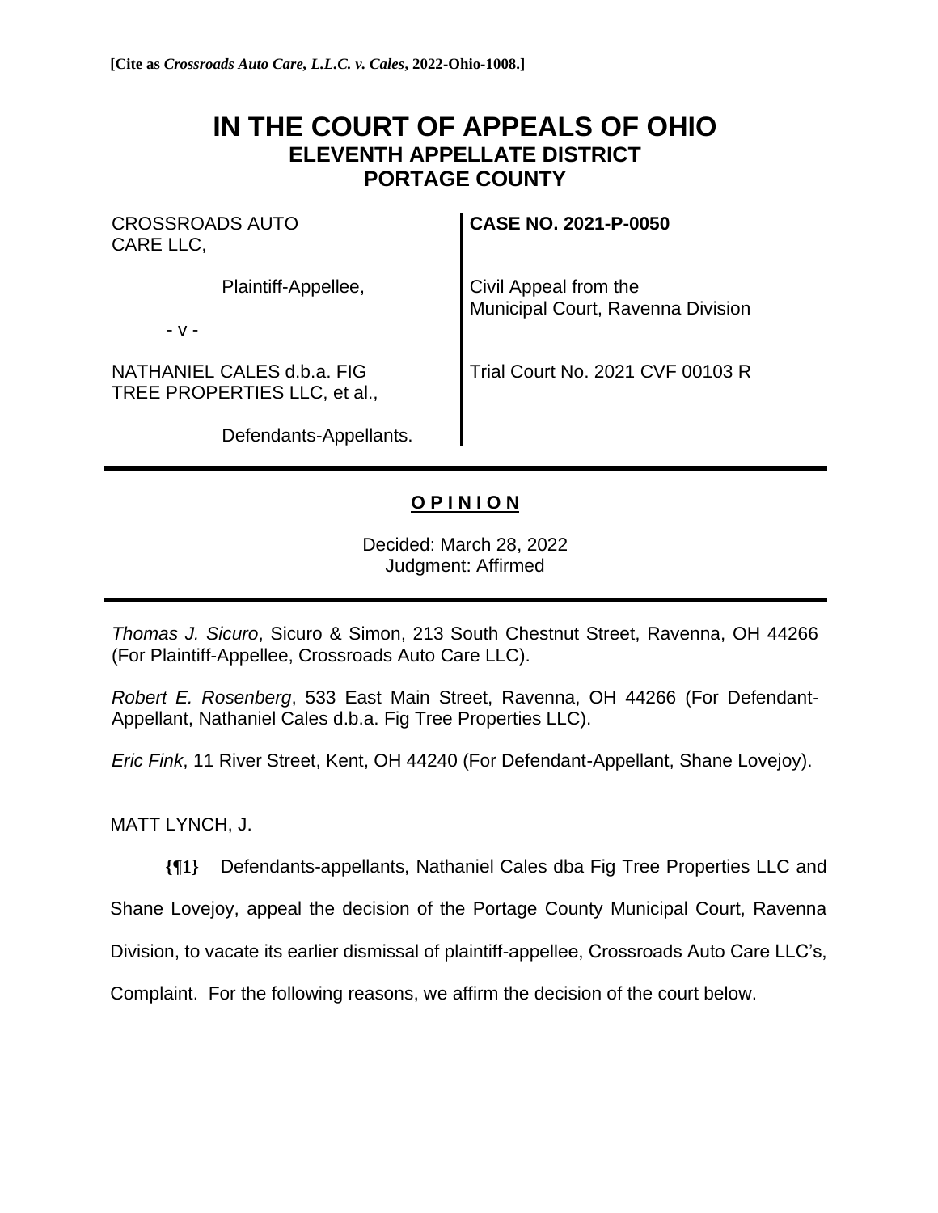**[Cite as *Crossroads Auto Care, L.L.C. v. Cales*, 2022-Ohio-1008.]**

# IN THE COURT OF APPEALS OF OHIO
## ELEVENTH APPELLATE DISTRICT
## PORTAGE COUNTY

| | |
|---|---|
| CROSSROADS AUTO CARE LLC, | **CASE NO. 2021-P-0050** |
| Plaintiff-Appellee, | Civil Appeal from the Municipal Court, Ravenna Division |
| - v - | |
| NATHANIEL CALES d.b.a. FIG TREE PROPERTIES LLC, et al., | Trial Court No. 2021 CVF 00103 R |
| Defendants-Appellants. | |

**O P I N I O N**

Decided: March 28, 2022
Judgment: Affirmed

*Thomas J. Sicuro*, Sicuro & Simon, 213 South Chestnut Street, Ravenna, OH 44266 (For Plaintiff-Appellee, Crossroads Auto Care LLC).

*Robert E. Rosenberg*, 533 East Main Street, Ravenna, OH 44266 (For Defendant-Appellant, Nathaniel Cales d.b.a. Fig Tree Properties LLC).

*Eric Fink*, 11 River Street, Kent, OH 44240 (For Defendant-Appellant, Shane Lovejoy).

MATT LYNCH, J.

**{¶1}** Defendants-appellants, Nathaniel Cales dba Fig Tree Properties LLC and Shane Lovejoy, appeal the decision of the Portage County Municipal Court, Ravenna Division, to vacate its earlier dismissal of plaintiff-appellee, Crossroads Auto Care LLC's, Complaint. For the following reasons, we affirm the decision of the court below.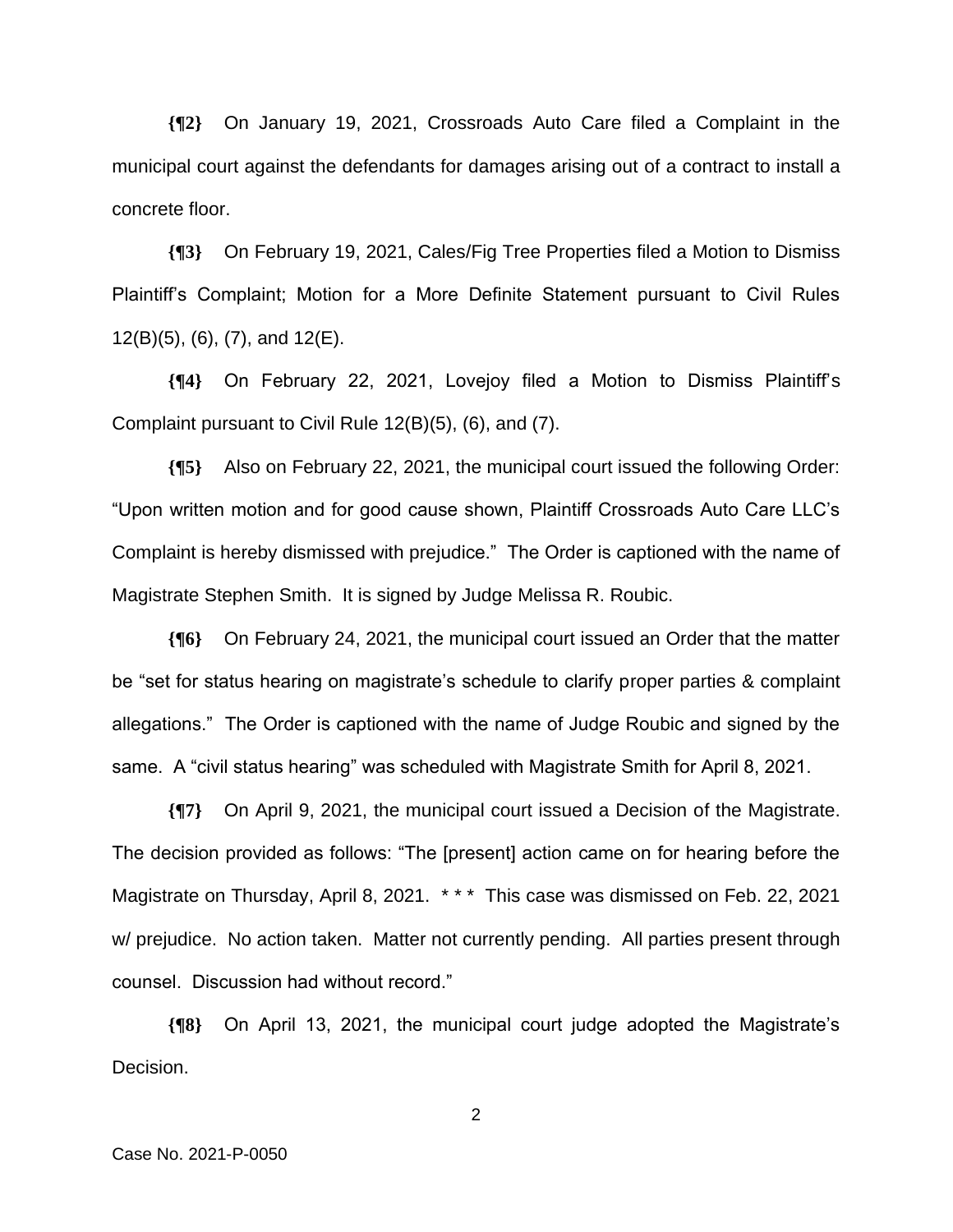**{¶2}** On January 19, 2021, Crossroads Auto Care filed a Complaint in the municipal court against the defendants for damages arising out of a contract to install a concrete floor.

**{¶3}** On February 19, 2021, Cales/Fig Tree Properties filed a Motion to Dismiss Plaintiff's Complaint; Motion for a More Definite Statement pursuant to Civil Rules 12(B)(5), (6), (7), and 12(E).

**{¶4}** On February 22, 2021, Lovejoy filed a Motion to Dismiss Plaintiff's Complaint pursuant to Civil Rule 12(B)(5), (6), and (7).

**{¶5}** Also on February 22, 2021, the municipal court issued the following Order: "Upon written motion and for good cause shown, Plaintiff Crossroads Auto Care LLC's Complaint is hereby dismissed with prejudice." The Order is captioned with the name of Magistrate Stephen Smith. It is signed by Judge Melissa R. Roubic.

**{¶6}** On February 24, 2021, the municipal court issued an Order that the matter be "set for status hearing on magistrate's schedule to clarify proper parties & complaint allegations." The Order is captioned with the name of Judge Roubic and signed by the same. A "civil status hearing" was scheduled with Magistrate Smith for April 8, 2021.

**{¶7}** On April 9, 2021, the municipal court issued a Decision of the Magistrate. The decision provided as follows: "The [present] action came on for hearing before the Magistrate on Thursday, April 8, 2021. * * * This case was dismissed on Feb. 22, 2021 w/ prejudice. No action taken. Matter not currently pending. All parties present through counsel. Discussion had without record."

**{¶8}** On April 13, 2021, the municipal court judge adopted the Magistrate's Decision.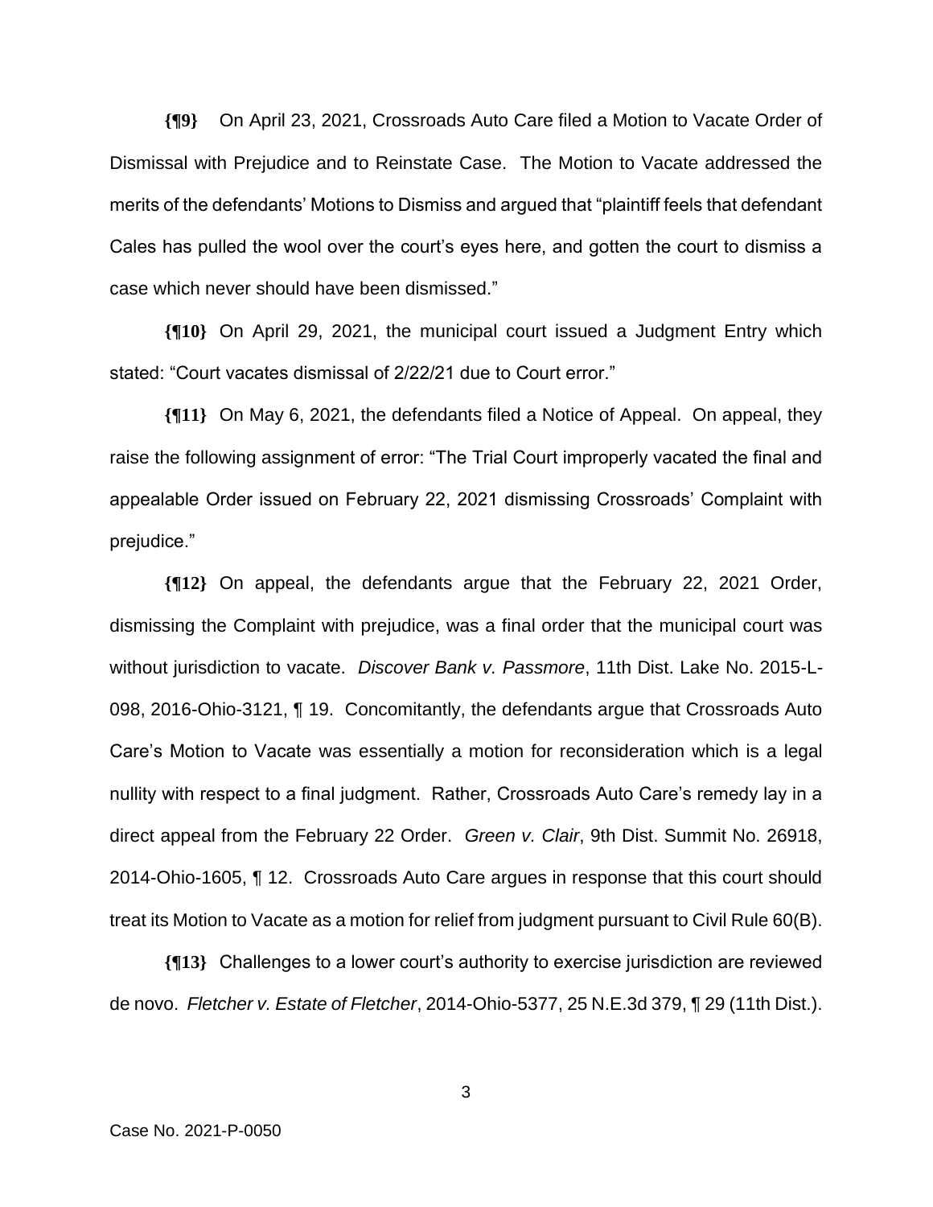**{¶9}** On April 23, 2021, Crossroads Auto Care filed a Motion to Vacate Order of Dismissal with Prejudice and to Reinstate Case. The Motion to Vacate addressed the merits of the defendants' Motions to Dismiss and argued that "plaintiff feels that defendant Cales has pulled the wool over the court's eyes here, and gotten the court to dismiss a case which never should have been dismissed."

**{¶10}** On April 29, 2021, the municipal court issued a Judgment Entry which stated: "Court vacates dismissal of 2/22/21 due to Court error."

**{¶11}** On May 6, 2021, the defendants filed a Notice of Appeal. On appeal, they raise the following assignment of error: "The Trial Court improperly vacated the final and appealable Order issued on February 22, 2021 dismissing Crossroads' Complaint with prejudice."

**{¶12}** On appeal, the defendants argue that the February 22, 2021 Order, dismissing the Complaint with prejudice, was a final order that the municipal court was without jurisdiction to vacate. *Discover Bank v. Passmore*, 11th Dist. Lake No. 2015-L-098, 2016-Ohio-3121, ¶ 19. Concomitantly, the defendants argue that Crossroads Auto Care's Motion to Vacate was essentially a motion for reconsideration which is a legal nullity with respect to a final judgment. Rather, Crossroads Auto Care's remedy lay in a direct appeal from the February 22 Order. *Green v. Clair*, 9th Dist. Summit No. 26918, 2014-Ohio-1605, ¶ 12. Crossroads Auto Care argues in response that this court should treat its Motion to Vacate as a motion for relief from judgment pursuant to Civil Rule 60(B).

**{¶13}** Challenges to a lower court's authority to exercise jurisdiction are reviewed de novo. *Fletcher v. Estate of Fletcher*, 2014-Ohio-5377, 25 N.E.3d 379, ¶ 29 (11th Dist.).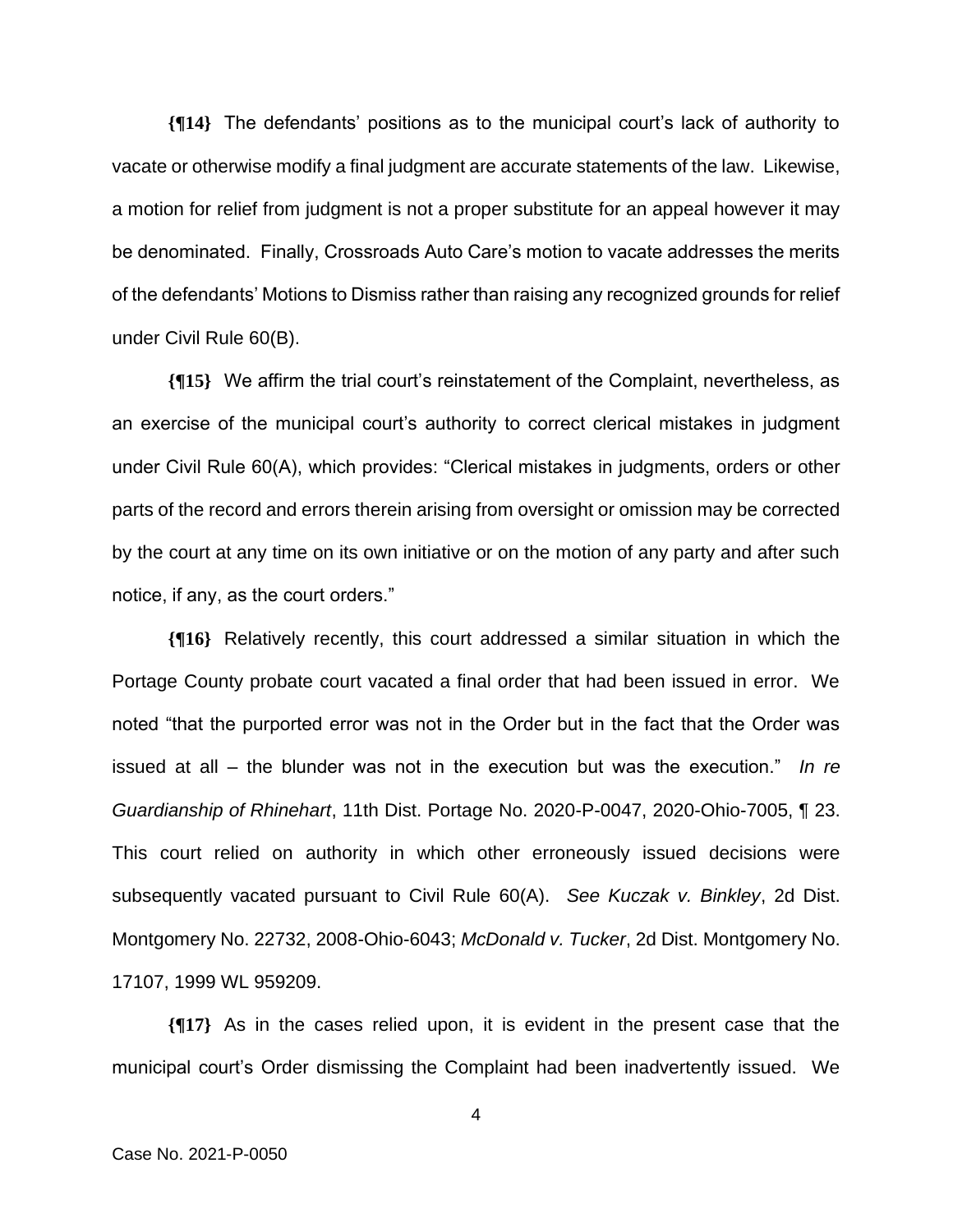**{¶14}** The defendants' positions as to the municipal court's lack of authority to vacate or otherwise modify a final judgment are accurate statements of the law. Likewise, a motion for relief from judgment is not a proper substitute for an appeal however it may be denominated. Finally, Crossroads Auto Care's motion to vacate addresses the merits of the defendants' Motions to Dismiss rather than raising any recognized grounds for relief under Civil Rule 60(B).

**{¶15}** We affirm the trial court's reinstatement of the Complaint, nevertheless, as an exercise of the municipal court's authority to correct clerical mistakes in judgment under Civil Rule 60(A), which provides: "Clerical mistakes in judgments, orders or other parts of the record and errors therein arising from oversight or omission may be corrected by the court at any time on its own initiative or on the motion of any party and after such notice, if any, as the court orders."

**{¶16}** Relatively recently, this court addressed a similar situation in which the Portage County probate court vacated a final order that had been issued in error. We noted "that the purported error was not in the Order but in the fact that the Order was issued at all – the blunder was not in the execution but was the execution." *In re Guardianship of Rhinehart*, 11th Dist. Portage No. 2020-P-0047, 2020-Ohio-7005, ¶ 23. This court relied on authority in which other erroneously issued decisions were subsequently vacated pursuant to Civil Rule 60(A). *See Kuczak v. Binkley*, 2d Dist. Montgomery No. 22732, 2008-Ohio-6043; *McDonald v. Tucker*, 2d Dist. Montgomery No. 17107, 1999 WL 959209.

**{¶17}** As in the cases relied upon, it is evident in the present case that the municipal court's Order dismissing the Complaint had been inadvertently issued. We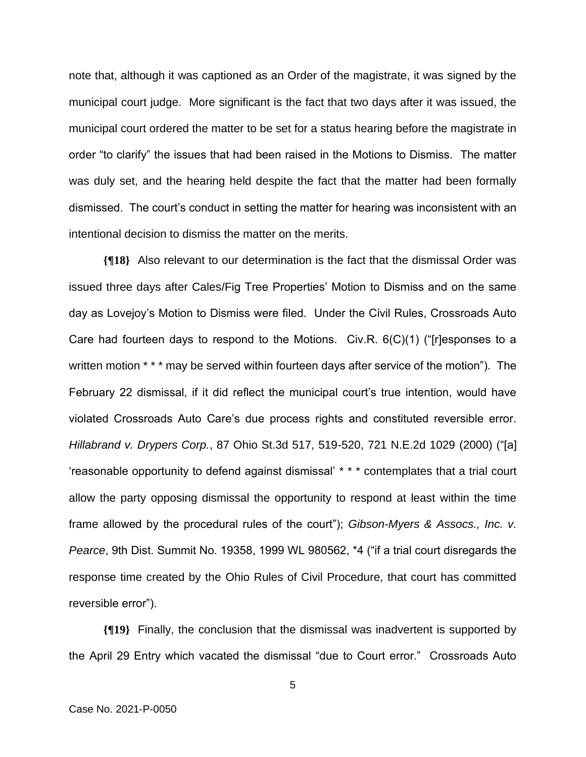note that, although it was captioned as an Order of the magistrate, it was signed by the municipal court judge. More significant is the fact that two days after it was issued, the municipal court ordered the matter to be set for a status hearing before the magistrate in order "to clarify" the issues that had been raised in the Motions to Dismiss. The matter was duly set, and the hearing held despite the fact that the matter had been formally dismissed. The court's conduct in setting the matter for hearing was inconsistent with an intentional decision to dismiss the matter on the merits.

**{¶18}** Also relevant to our determination is the fact that the dismissal Order was issued three days after Cales/Fig Tree Properties' Motion to Dismiss and on the same day as Lovejoy's Motion to Dismiss were filed. Under the Civil Rules, Crossroads Auto Care had fourteen days to respond to the Motions. Civ.R. 6(C)(1) ("[r]esponses to a written motion * * * may be served within fourteen days after service of the motion"). The February 22 dismissal, if it did reflect the municipal court's true intention, would have violated Crossroads Auto Care's due process rights and constituted reversible error. *Hillabrand v. Drypers Corp.*, 87 Ohio St.3d 517, 519-520, 721 N.E.2d 1029 (2000) ("[a] 'reasonable opportunity to defend against dismissal' * * * contemplates that a trial court allow the party opposing dismissal the opportunity to respond at least within the time frame allowed by the procedural rules of the court"); *Gibson-Myers & Assocs., Inc. v. Pearce*, 9th Dist. Summit No. 19358, 1999 WL 980562, *4 ("if a trial court disregards the response time created by the Ohio Rules of Civil Procedure, that court has committed reversible error").

**{¶19}** Finally, the conclusion that the dismissal was inadvertent is supported by the April 29 Entry which vacated the dismissal "due to Court error." Crossroads Auto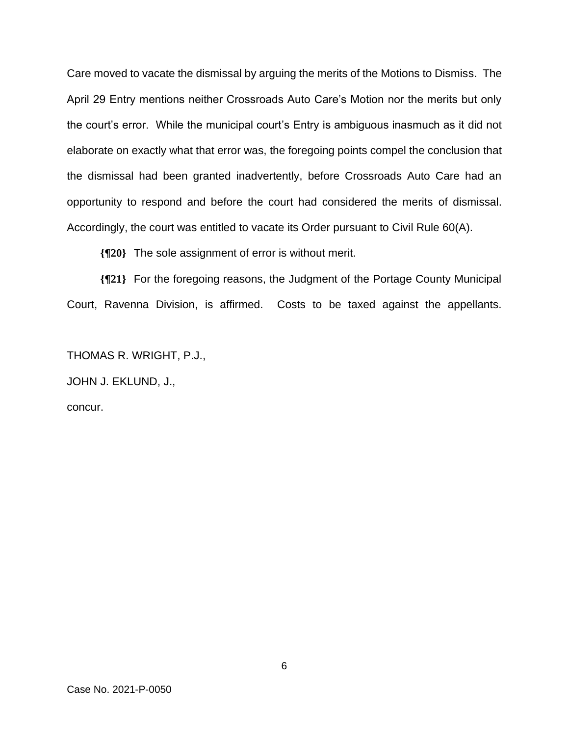Care moved to vacate the dismissal by arguing the merits of the Motions to Dismiss. The April 29 Entry mentions neither Crossroads Auto Care's Motion nor the merits but only the court's error. While the municipal court's Entry is ambiguous inasmuch as it did not elaborate on exactly what that error was, the foregoing points compel the conclusion that the dismissal had been granted inadvertently, before Crossroads Auto Care had an opportunity to respond and before the court had considered the merits of dismissal. Accordingly, the court was entitled to vacate its Order pursuant to Civil Rule 60(A).

**{¶20}** The sole assignment of error is without merit.

**{¶21}** For the foregoing reasons, the Judgment of the Portage County Municipal Court, Ravenna Division, is affirmed. Costs to be taxed against the appellants.

THOMAS R. WRIGHT, P.J.,

JOHN J. EKLUND, J.,

concur.